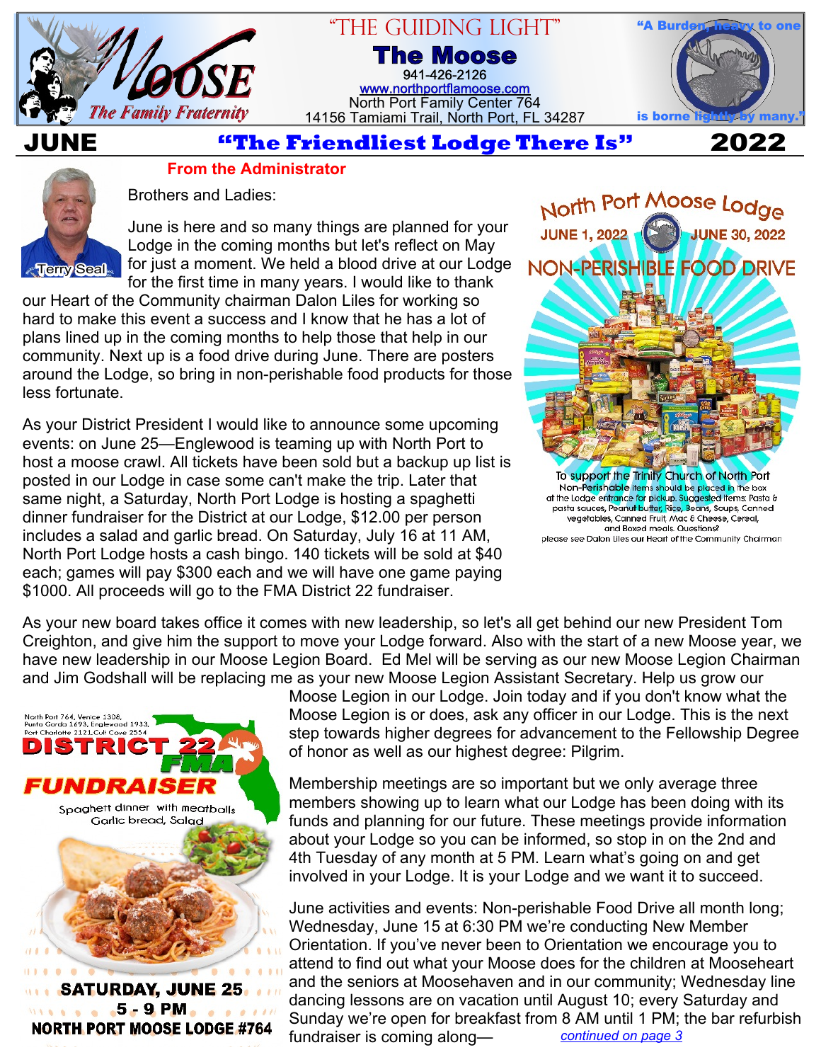# "THE GUIDING LIGHT"

## The Moose

941-426-2126
www.northportflamoose.com
North Port Family Center 764
14156 Tamiami Trail, North Port, FL 34287

"A Burden, heavy to one is borne lightly by many."

**JUNE** — **"The Friendliest Lodge There Is"** — **2022**

### From the Administrator

Terry Seal

Brothers and Ladies:

June is here and so many things are planned for your Lodge in the coming months but let's reflect on May for just a moment. We held a blood drive at our Lodge for the first time in many years. I would like to thank our Heart of the Community chairman Dalon Liles for working so hard to make this event a success and I know that he has a lot of plans lined up in the coming months to help those that help in our community. Next up is a food drive during June. There are posters around the Lodge, so bring in non-perishable food products for those less fortunate.

As your District President I would like to announce some upcoming events: on June 25—Englewood is teaming up with North Port to host a moose crawl. All tickets have been sold but a backup up list is posted in our Lodge in case some can't make the trip. Later that same night, a Saturday, North Port Lodge is hosting a spaghetti dinner fundraiser for the District at our Lodge, $12.00 per person includes a salad and garlic bread. On Saturday, July 16 at 11 AM, North Port Lodge hosts a cash bingo. 140 tickets will be sold at $40 each; games will pay $300 each and we will have one game paying $1000. All proceeds will go to the FMA District 22 fundraiser.

**North Port Moose Lodge**
**JUNE 1, 2022 — JUNE 30, 2022**
**NON-PERISHIBLE FOOD DRIVE**

To support the Trinity Church of North Port
Non-Perishable items should be placed in the box at the Lodge entrance for pickup. Suggested Items: Pasta & pasta sauces, Peanut butter, Rice, Beans, Soups, Canned vegetables, Canned Fruit, Mac & Cheese, Cereal, and Boxed meals. Questions? please see Dalon Liles our Heart of the Community Chairman

As your new board takes office it comes with new leadership, so let's all get behind our new President Tom Creighton, and give him the support to move your Lodge forward. Also with the start of a new Moose year, we have new leadership in our Moose Legion Board. Ed Mel will be serving as our new Moose Legion Chairman and Jim Godshall will be replacing me as your new Moose Legion Assistant Secretary. Help us grow our Moose Legion in our Lodge. Join today and if you don't know what the Moose Legion is or does, ask any officer in our Lodge. This is the next step towards higher degrees for advancement to the Fellowship Degree of honor as well as our highest degree: Pilgrim.

North Port 764, Venice 1308, Punta Gorda 1693, Englewood 1933, Port Charlotte 2121, Gulf Cove 2554
**DISTRICT 22 FMA FUNDRAISER**
Spaghett dinner with meatballs
Garlic bread, Salad
**SATURDAY, JUNE 25**
**5 - 9 PM**
**NORTH PORT MOOSE LODGE #764**

Membership meetings are so important but we only average three members showing up to learn what our Lodge has been doing with its funds and planning for our future. These meetings provide information about your Lodge so you can be informed, so stop in on the 2nd and 4th Tuesday of any month at 5 PM. Learn what's going on and get involved in your Lodge. It is your Lodge and we want it to succeed.

June activities and events: Non-perishable Food Drive all month long; Wednesday, June 15 at 6:30 PM we're conducting New Member Orientation. If you've never been to Orientation we encourage you to attend to find out what your Moose does for the children at Mooseheart and the seniors at Moosehaven and in our community; Wednesday line dancing lessons are on vacation until August 10; every Saturday and Sunday we're open for breakfast from 8 AM until 1 PM; the bar refurbish fundraiser is coming along— *continued on page 3*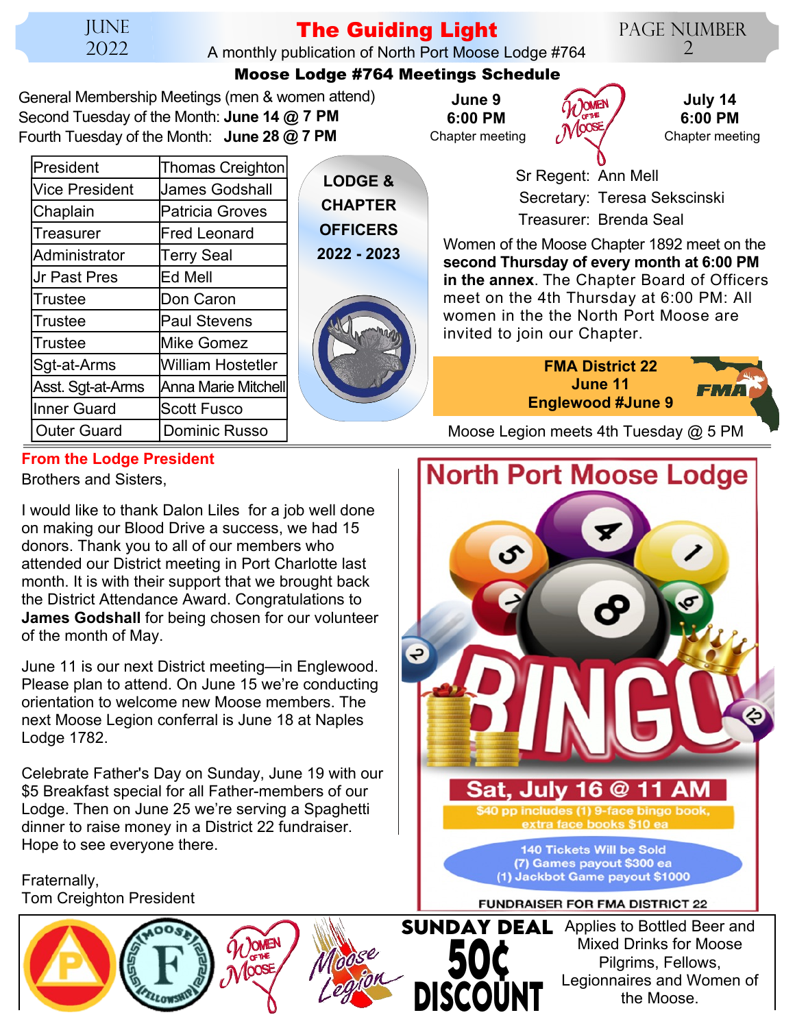# The Guiding Light

A monthly publication of North Port Moose Lodge #764

## Moose Lodge #764 Meetings Schedule

General Membership Meetings (men & women attend)
Second Tuesday of the Month: **June 14 @ 7 PM**
Fourth Tuesday of the Month: **June 28 @ 7 PM**

**June 9**
**6:00 PM**
Chapter meeting

**July 14**
**6:00 PM**
Chapter meeting

| President | Thomas Creighton |
|---|---|
| Vice President | James Godshall |
| Chaplain | Patricia Groves |
| Treasurer | Fred Leonard |
| Administrator | Terry Seal |
| Jr Past Pres | Ed Mell |
| Trustee | Don Caron |
| Trustee | Paul Stevens |
| Trustee | Mike Gomez |
| Sgt-at-Arms | William Hostetler |
| Asst. Sgt-at-Arms | Anna Marie Mitchell |
| Inner Guard | Scott Fusco |
| Outer Guard | Dominic Russo |

**LODGE & CHAPTER OFFICERS 2022 - 2023**

Sr Regent: Ann Mell
Secretary: Teresa Sekscinski
Treasurer: Brenda Seal

Women of the Moose Chapter 1892 meet on the **second Thursday of every month at 6:00 PM in the annex**. The Chapter Board of Officers meet on the 4th Thursday at 6:00 PM: All women in the the North Port Moose are invited to join our Chapter.

**FMA District 22**
**June 11**
**Englewood #June 9**

Moose Legion meets 4th Tuesday @ 5 PM

### From the Lodge President

Brothers and Sisters,

I would like to thank Dalon Liles for a job well done on making our Blood Drive a success, we had 15 donors. Thank you to all of our members who attended our District meeting in Port Charlotte last month. It is with their support that we brought back the District Attendance Award. Congratulations to **James Godshall** for being chosen for our volunteer of the month of May.

June 11 is our next District meeting—in Englewood. Please plan to attend. On June 15 we're conducting orientation to welcome new Moose members. The next Moose Legion conferral is June 18 at Naples Lodge 1782.

Celebrate Father's Day on Sunday, June 19 with our $5 Breakfast special for all Father-members of our Lodge. Then on June 25 we're serving a Spaghetti dinner to raise money in a District 22 fundraiser. Hope to see everyone there.

Fraternally,
Tom Creighton President

## North Port Moose Lodge

# BINGO

**Sat, July 16 @ 11 AM**

$40 pp includes (1) 9-face bingo book, extra face books $10 ea

140 Tickets Will be Sold
(7) Games payout $300 ea
(1) Jackbot Game payout $1000

FUNDRAISER FOR FMA DISTRICT 22

**SUNDAY DEAL 50¢ DISCOUNT**

Applies to Bottled Beer and Mixed Drinks for Moose Pilgrims, Fellows, Legionnaires and Women of the Moose.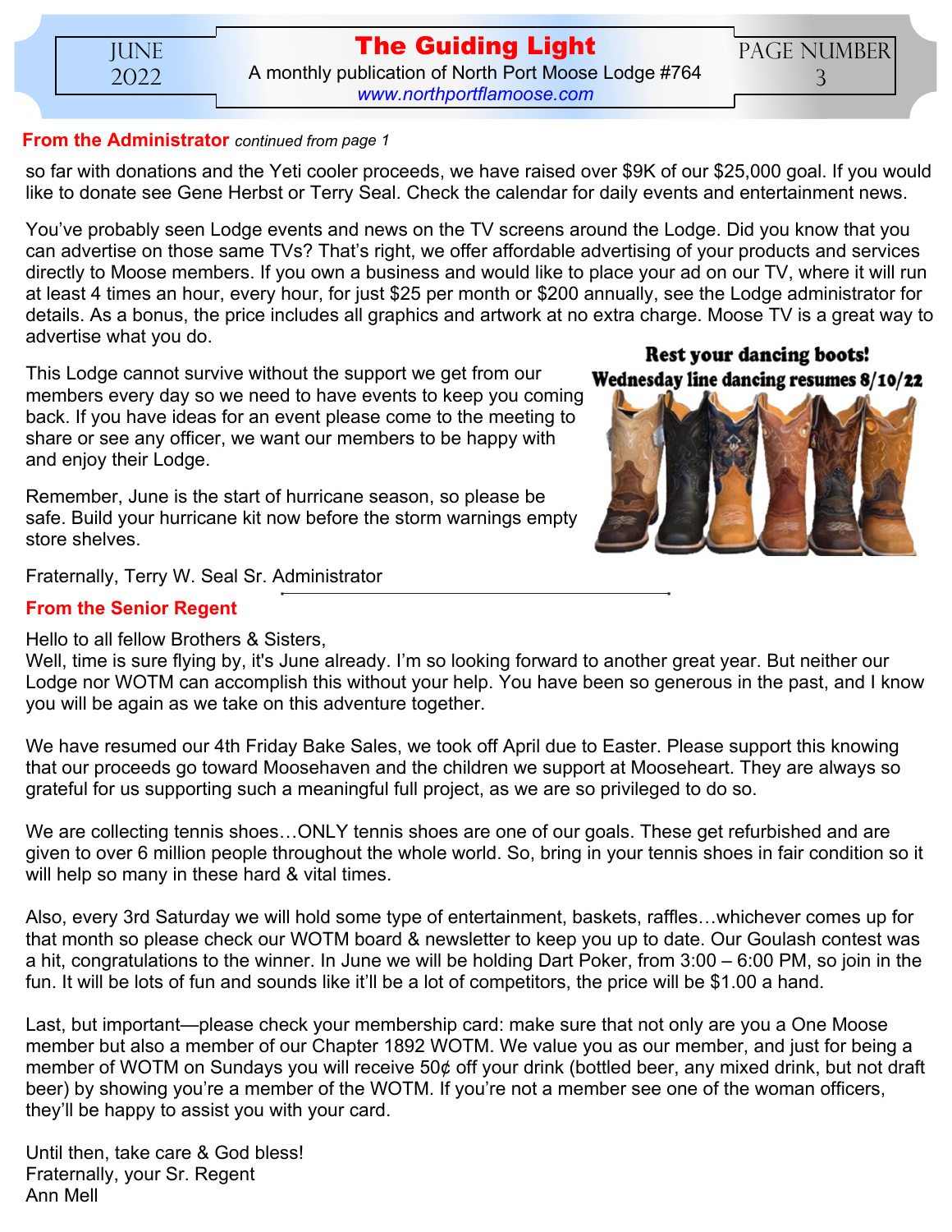**From the Administrator** *continued from page 1*

so far with donations and the Yeti cooler proceeds, we have raised over $9K of our $25,000 goal. If you would like to donate see Gene Herbst or Terry Seal. Check the calendar for daily events and entertainment news.

You've probably seen Lodge events and news on the TV screens around the Lodge. Did you know that you can advertise on those same TVs? That's right, we offer affordable advertising of your products and services directly to Moose members. If you own a business and would like to place your ad on our TV, where it will run at least 4 times an hour, every hour, for just $25 per month or $200 annually, see the Lodge administrator for details. As a bonus, the price includes all graphics and artwork at no extra charge. Moose TV is a great way to advertise what you do.

This Lodge cannot survive without the support we get from our members every day so we need to have events to keep you coming back. If you have ideas for an event please come to the meeting to share or see any officer, we want our members to be happy with and enjoy their Lodge.

**Rest your dancing boots!**
**Wednesday line dancing resumes 8/10/22**

Remember, June is the start of hurricane season, so please be safe. Build your hurricane kit now before the storm warnings empty store shelves.

Fraternally, Terry W. Seal Sr. Administrator

**From the Senior Regent**

Hello to all fellow Brothers & Sisters,
Well, time is sure flying by, it's June already. I'm so looking forward to another great year. But neither our Lodge nor WOTM can accomplish this without your help. You have been so generous in the past, and I know you will be again as we take on this adventure together.

We have resumed our 4th Friday Bake Sales, we took off April due to Easter. Please support this knowing that our proceeds go toward Moosehaven and the children we support at Mooseheart. They are always so grateful for us supporting such a meaningful full project, as we are so privileged to do so.

We are collecting tennis shoes…ONLY tennis shoes are one of our goals. These get refurbished and are given to over 6 million people throughout the whole world. So, bring in your tennis shoes in fair condition so it will help so many in these hard & vital times.

Also, every 3rd Saturday we will hold some type of entertainment, baskets, raffles…whichever comes up for that month so please check our WOTM board & newsletter to keep you up to date. Our Goulash contest was a hit, congratulations to the winner. In June we will be holding Dart Poker, from 3:00 – 6:00 PM, so join in the fun. It will be lots of fun and sounds like it'll be a lot of competitors, the price will be $1.00 a hand.

Last, but important—please check your membership card: make sure that not only are you a One Moose member but also a member of our Chapter 1892 WOTM. We value you as our member, and just for being a member of WOTM on Sundays you will receive 50¢ off your drink (bottled beer, any mixed drink, but not draft beer) by showing you're a member of the WOTM. If you're not a member see one of the woman officers, they'll be happy to assist you with your card.

Until then, take care & God bless!
Fraternally, your Sr. Regent
Ann Mell